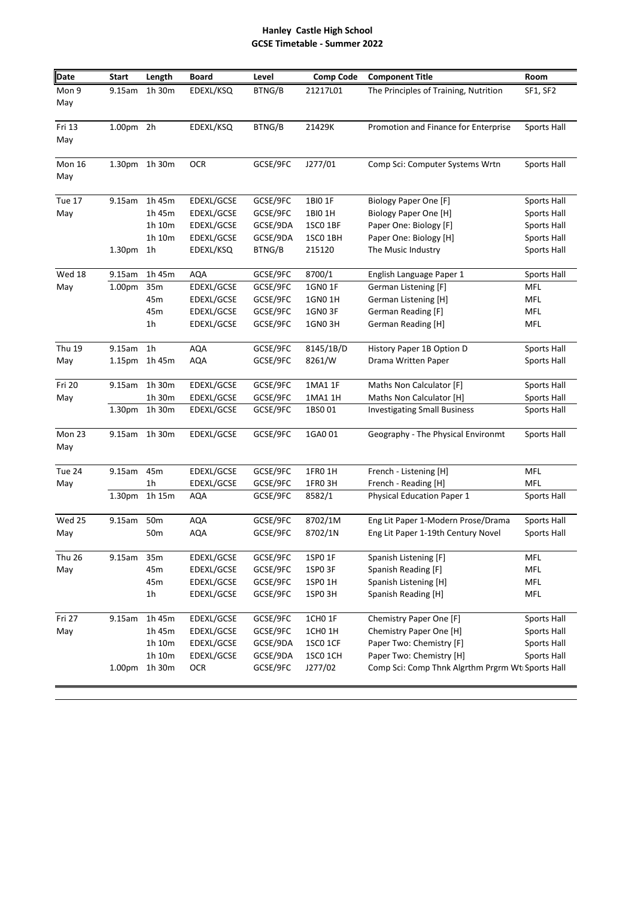# Hanley Castle High School
## GCSE Timetable - Summer 2022

| Date | Start | Length | Board | Level | Comp Code | Component Title | Room |
|---|---|---|---|---|---|---|---|
| Mon 9 May | 9.15am | 1h 30m | EDEXL/KSQ | BTNG/B | 21217L01 | The Principles of Training, Nutrition | SF1, SF2 |
| Fri 13 May | 1.00pm | 2h | EDEXL/KSQ | BTNG/B | 21429K | Promotion and Finance for Enterprise | Sports Hall |
| Mon 16 May | 1.30pm | 1h 30m | OCR | GCSE/9FC | J277/01 | Comp Sci: Computer Systems Wrtn | Sports Hall |
| Tue 17 May | 9.15am | 1h 45m | EDEXL/GCSE | GCSE/9FC | 1BI0 1F | Biology Paper One [F] | Sports Hall |
| | | 1h 45m | EDEXL/GCSE | GCSE/9FC | 1BI0 1H | Biology Paper One [H] | Sports Hall |
| | | 1h 10m | EDEXL/GCSE | GCSE/9DA | 1SC0 1BF | Paper One: Biology [F] | Sports Hall |
| | | 1h 10m | EDEXL/GCSE | GCSE/9DA | 1SC0 1BH | Paper One: Biology [H] | Sports Hall |
| | 1.30pm | 1h | EDEXL/KSQ | BTNG/B | 215120 | The Music Industry | Sports Hall |
| Wed 18 May | 9.15am | 1h 45m | AQA | GCSE/9FC | 8700/1 | English Language Paper 1 | Sports Hall |
| | 1.00pm | 35m | EDEXL/GCSE | GCSE/9FC | 1GN0 1F | German Listening [F] | MFL |
| | | 45m | EDEXL/GCSE | GCSE/9FC | 1GN0 1H | German Listening [H] | MFL |
| | | 45m | EDEXL/GCSE | GCSE/9FC | 1GN0 3F | German Reading [F] | MFL |
| | | 1h | EDEXL/GCSE | GCSE/9FC | 1GN0 3H | German Reading [H] | MFL |
| Thu 19 May | 9.15am | 1h | AQA | GCSE/9FC | 8145/1B/D | History Paper 1B Option D | Sports Hall |
| | 1.15pm | 1h 45m | AQA | GCSE/9FC | 8261/W | Drama Written Paper | Sports Hall |
| Fri 20 May | 9.15am | 1h 30m | EDEXL/GCSE | GCSE/9FC | 1MA1 1F | Maths Non Calculator [F] | Sports Hall |
| | | 1h 30m | EDEXL/GCSE | GCSE/9FC | 1MA1 1H | Maths Non Calculator [H] | Sports Hall |
| | 1.30pm | 1h 30m | EDEXL/GCSE | GCSE/9FC | 1BS0 01 | Investigating Small Business | Sports Hall |
| Mon 23 May | 9.15am | 1h 30m | EDEXL/GCSE | GCSE/9FC | 1GA0 01 | Geography - The Physical Environmt | Sports Hall |
| Tue 24 May | 9.15am | 45m | EDEXL/GCSE | GCSE/9FC | 1FR0 1H | French - Listening [H] | MFL |
| | | 1h | EDEXL/GCSE | GCSE/9FC | 1FR0 3H | French - Reading [H] | MFL |
| | 1.30pm | 1h 15m | AQA | GCSE/9FC | 8582/1 | Physical Education Paper 1 | Sports Hall |
| Wed 25 May | 9.15am | 50m | AQA | GCSE/9FC | 8702/1M | Eng Lit Paper 1-Modern Prose/Drama | Sports Hall |
| | | 50m | AQA | GCSE/9FC | 8702/1N | Eng Lit Paper 1-19th Century Novel | Sports Hall |
| Thu 26 May | 9.15am | 35m | EDEXL/GCSE | GCSE/9FC | 1SP0 1F | Spanish Listening [F] | MFL |
| | | 45m | EDEXL/GCSE | GCSE/9FC | 1SP0 3F | Spanish Reading [F] | MFL |
| | | 45m | EDEXL/GCSE | GCSE/9FC | 1SP0 1H | Spanish Listening [H] | MFL |
| | | 1h | EDEXL/GCSE | GCSE/9FC | 1SP0 3H | Spanish Reading [H] | MFL |
| Fri 27 May | 9.15am | 1h 45m | EDEXL/GCSE | GCSE/9FC | 1CH0 1F | Chemistry Paper One [F] | Sports Hall |
| | | 1h 45m | EDEXL/GCSE | GCSE/9FC | 1CH0 1H | Chemistry Paper One [H] | Sports Hall |
| | | 1h 10m | EDEXL/GCSE | GCSE/9DA | 1SC0 1CF | Paper Two: Chemistry [F] | Sports Hall |
| | | 1h 10m | EDEXL/GCSE | GCSE/9DA | 1SC0 1CH | Paper Two: Chemistry [H] | Sports Hall |
| | 1.00pm | 1h 30m | OCR | GCSE/9FC | J277/02 | Comp Sci: Comp Thnk Algrthm Prgrm Wt | Sports Hall |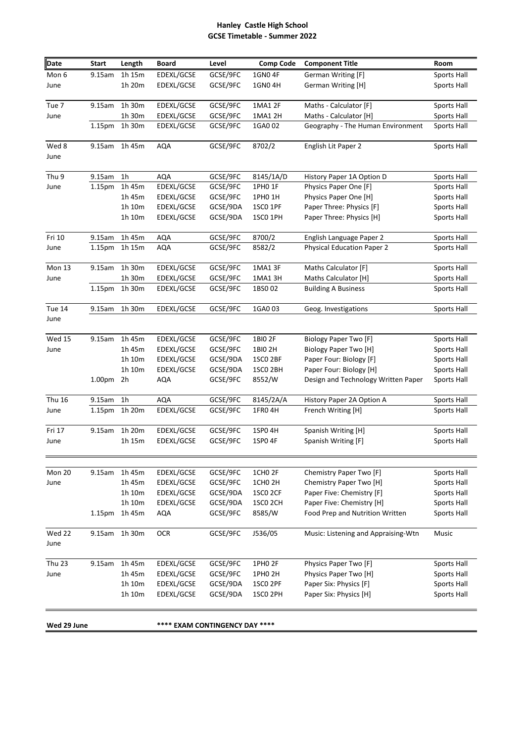**Hanley Castle High School**
**GCSE Timetable - Summer 2022**

| Date | Start | Length | Board | Level | Comp Code | Component Title | Room |
|---|---|---|---|---|---|---|---|
| Mon 6 June | 9.15am | 1h 15m | EDEXL/GCSE | GCSE/9FC | 1GN0 4F | German Writing [F] | Sports Hall |
| | | 1h 20m | EDEXL/GCSE | GCSE/9FC | 1GN0 4H | German Writing [H] | Sports Hall |
| Tue 7 June | 9.15am | 1h 30m | EDEXL/GCSE | GCSE/9FC | 1MA1 2F | Maths - Calculator [F] | Sports Hall |
| | | 1h 30m | EDEXL/GCSE | GCSE/9FC | 1MA1 2H | Maths - Calculator [H] | Sports Hall |
| | 1.15pm | 1h 30m | EDEXL/GCSE | GCSE/9FC | 1GA0 02 | Geography - The Human Environment | Sports Hall |
| Wed 8 June | 9.15am | 1h 45m | AQA | GCSE/9FC | 8702/2 | English Lit Paper 2 | Sports Hall |
| Thu 9 June | 9.15am | 1h | AQA | GCSE/9FC | 8145/1A/D | History Paper 1A Option D | Sports Hall |
| | 1.15pm | 1h 45m | EDEXL/GCSE | GCSE/9FC | 1PH0 1F | Physics Paper One [F] | Sports Hall |
| | | 1h 45m | EDEXL/GCSE | GCSE/9FC | 1PH0 1H | Physics Paper One [H] | Sports Hall |
| | | 1h 10m | EDEXL/GCSE | GCSE/9DA | 1SC0 1PF | Paper Three: Physics [F] | Sports Hall |
| | | 1h 10m | EDEXL/GCSE | GCSE/9DA | 1SC0 1PH | Paper Three: Physics [H] | Sports Hall |
| Fri 10 June | 9.15am | 1h 45m | AQA | GCSE/9FC | 8700/2 | English Language Paper 2 | Sports Hall |
| | 1.15pm | 1h 15m | AQA | GCSE/9FC | 8582/2 | Physical Education Paper 2 | Sports Hall |
| Mon 13 June | 9.15am | 1h 30m | EDEXL/GCSE | GCSE/9FC | 1MA1 3F | Maths Calculator [F] | Sports Hall |
| | | 1h 30m | EDEXL/GCSE | GCSE/9FC | 1MA1 3H | Maths Calculator [H] | Sports Hall |
| | 1.15pm | 1h 30m | EDEXL/GCSE | GCSE/9FC | 1BS0 02 | Building A Business | Sports Hall |
| Tue 14 June | 9.15am | 1h 30m | EDEXL/GCSE | GCSE/9FC | 1GA0 03 | Geog. Investigations | Sports Hall |
| Wed 15 June | 9.15am | 1h 45m | EDEXL/GCSE | GCSE/9FC | 1BI0 2F | Biology Paper Two [F] | Sports Hall |
| | | 1h 45m | EDEXL/GCSE | GCSE/9FC | 1BI0 2H | Biology Paper Two [H] | Sports Hall |
| | | 1h 10m | EDEXL/GCSE | GCSE/9DA | 1SC0 2BF | Paper Four: Biology [F] | Sports Hall |
| | | 1h 10m | EDEXL/GCSE | GCSE/9DA | 1SC0 2BH | Paper Four: Biology [H] | Sports Hall |
| | 1.00pm | 2h | AQA | GCSE/9FC | 8552/W | Design and Technology Written Paper | Sports Hall |
| Thu 16 June | 9.15am | 1h | AQA | GCSE/9FC | 8145/2A/A | History Paper 2A Option A | Sports Hall |
| | 1.15pm | 1h 20m | EDEXL/GCSE | GCSE/9FC | 1FR0 4H | French Writing [H] | Sports Hall |
| Fri 17 June | 9.15am | 1h 20m | EDEXL/GCSE | GCSE/9FC | 1SP0 4H | Spanish Writing [H] | Sports Hall |
| | | 1h 15m | EDEXL/GCSE | GCSE/9FC | 1SP0 4F | Spanish Writing [F] | Sports Hall |
| Mon 20 June | 9.15am | 1h 45m | EDEXL/GCSE | GCSE/9FC | 1CH0 2F | Chemistry Paper Two [F] | Sports Hall |
| | | 1h 45m | EDEXL/GCSE | GCSE/9FC | 1CH0 2H | Chemistry Paper Two [H] | Sports Hall |
| | | 1h 10m | EDEXL/GCSE | GCSE/9DA | 1SC0 2CF | Paper Five: Chemistry [F] | Sports Hall |
| | | 1h 10m | EDEXL/GCSE | GCSE/9DA | 1SC0 2CH | Paper Five: Chemistry [H] | Sports Hall |
| | 1.15pm | 1h 45m | AQA | GCSE/9FC | 8585/W | Food Prep and Nutrition Written | Sports Hall |
| Wed 22 June | 9.15am | 1h 30m | OCR | GCSE/9FC | J536/05 | Music: Listening and Appraising-Wtn | Music |
| Thu 23 June | 9.15am | 1h 45m | EDEXL/GCSE | GCSE/9FC | 1PH0 2F | Physics Paper Two [F] | Sports Hall |
| | | 1h 45m | EDEXL/GCSE | GCSE/9FC | 1PH0 2H | Physics Paper Two [H] | Sports Hall |
| | | 1h 10m | EDEXL/GCSE | GCSE/9DA | 1SC0 2PF | Paper Six: Physics [F] | Sports Hall |
| | | 1h 10m | EDEXL/GCSE | GCSE/9DA | 1SC0 2PH | Paper Six: Physics [H] | Sports Hall |
| **Wed 29 June** | | | **\*\*\*\* EXAM CONTINGENCY DAY \*\*\*\*** | | | | |